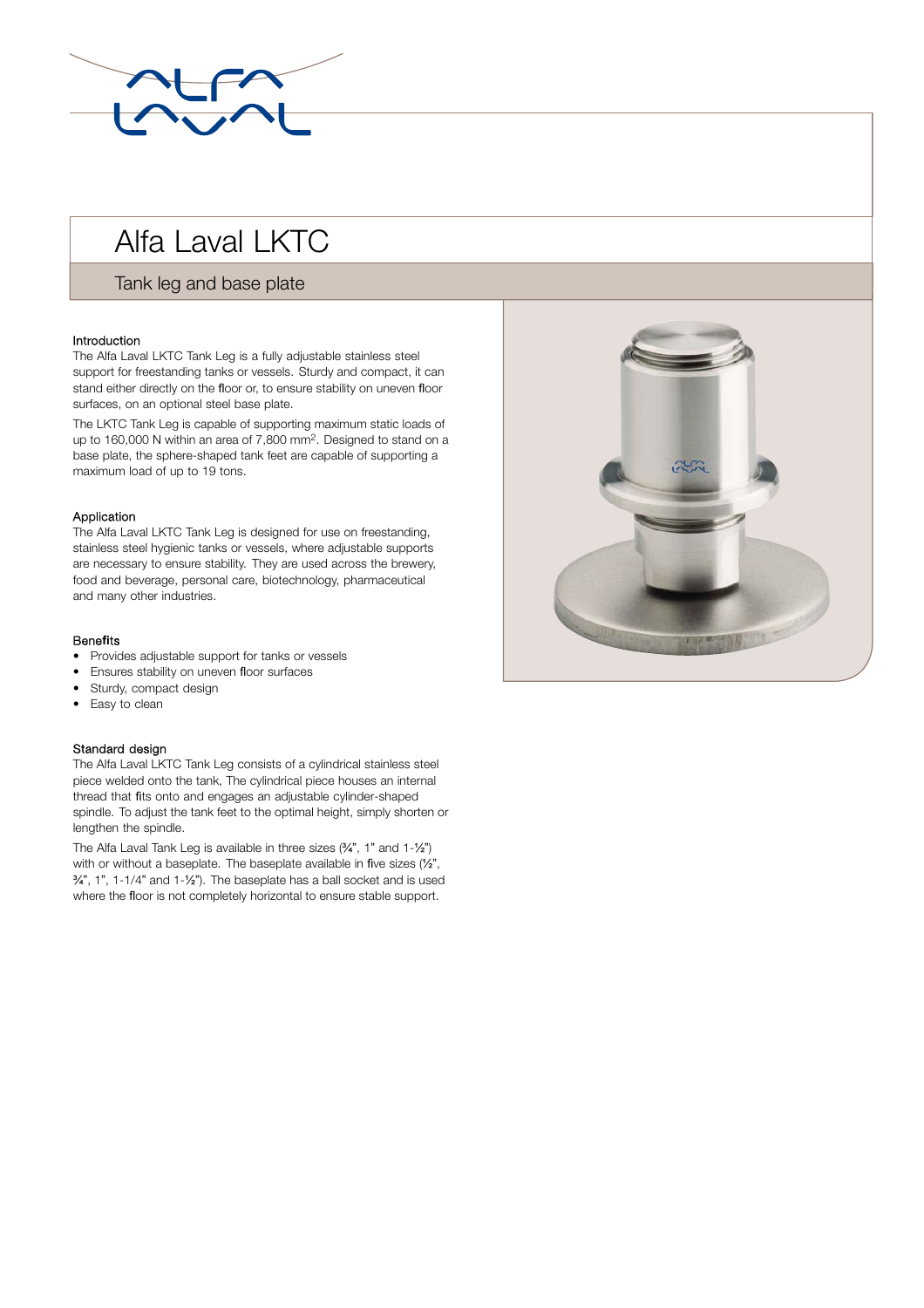# Alfa Laval LKTC

## Tank leg and base plate

### Introduction

The Alfa Laval LKTC Tank Leg is a fully adjustable stainless steel support for freestanding tanks or vessels. Sturdy and compact, it can stand either directly on the floor or, to ensure stability on uneven floor surfaces, on an optional steel base plate.

The LKTC Tank Leg is capable of supporting maximum static loads of up to 160,000 N within an area of 7,800 $mm^2$. Designed to stand on a base plate, the sphere-shaped tank feet are capable of supporting a maximum load of up to 19 tons.

### Application

The Alfa Laval LKTC Tank Leg is designed for use on freestanding, stainless steel hygienic tanks or vessels, where adjustable supports are necessary to ensure stability. They are used across the brewery, food and beverage, personal care, biotechnology, pharmaceutical and many other industries.

### Benefits

- Provides adjustable support for tanks or vessels
- Ensures stability on uneven floor surfaces
- Sturdy, compact design
- Easy to clean

### Standard design

The Alfa Laval LKTC Tank Leg consists of a cylindrical stainless steel piece welded onto the tank, The cylindrical piece houses an internal thread that fits onto and engages an adjustable cylinder-shaped spindle. To adjust the tank feet to the optimal height, simply shorten or lengthen the spindle.

The Alfa Laval Tank Leg is available in three sizes (¾", 1" and 1-½") with or without a baseplate. The baseplate available in five sizes (½", ¾", 1", 1-1/4" and 1-½"). The baseplate has a ball socket and is used where the floor is not completely horizontal to ensure stable support.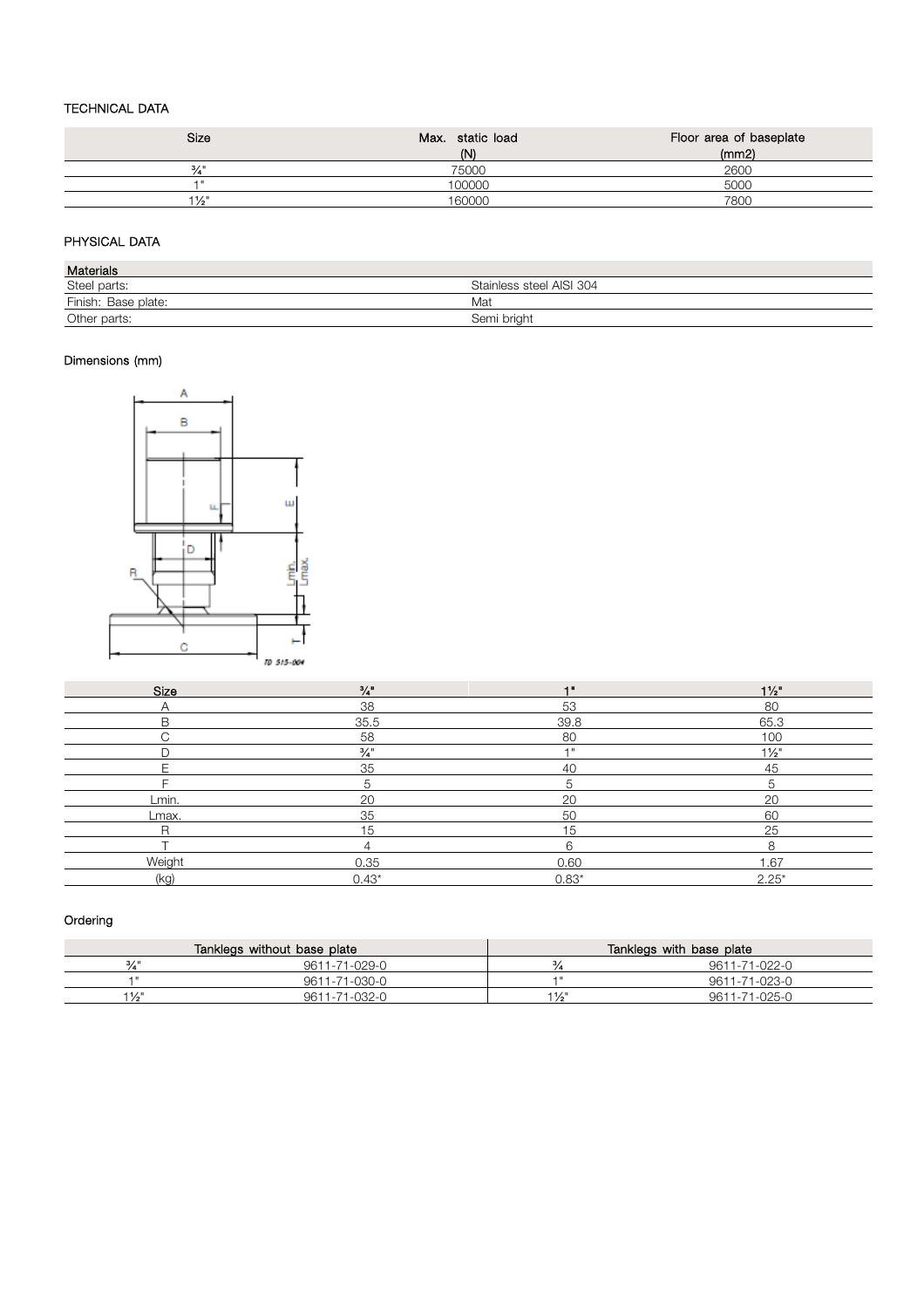TECHNICAL DATA

| Size | Max. static load (N) | Floor area of baseplate (mm2) |
|---|---|---|
| ¾" | 75000 | 2600 |
| 1" | 100000 | 5000 |
| 1½" | 160000 | 7800 |

PHYSICAL DATA

| Materials | |
|---|---|
| Steel parts: | Stainless steel AISI 304 |
| Finish: Base plate: | Mat |
| Other parts: | Semi bright |

Dimensions (mm)

| Size | ¾" | 1" | 1½" |
|---|---|---|---|
| A | 38 | 53 | 80 |
| B | 35.5 | 39.8 | 65.3 |
| C | 58 | 80 | 100 |
| D | ¾" | 1" | 1½" |
| E | 35 | 40 | 45 |
| F | 5 | 5 | 5 |
| Lmin. | 20 | 20 | 20 |
| Lmax. | 35 | 50 | 60 |
| R | 15 | 15 | 25 |
| T | 4 | 6 | 8 |
| Weight | 0.35 | 0.60 | 1.67 |
| (kg) | 0.43* | 0.83* | 2.25* |

Ordering

| Tanklegs without base plate | | Tanklegs with base plate | |
|---|---|---|---|
| ¾" | 9611-71-029-0 | ¾ | 9611-71-022-0 |
| 1" | 9611-71-030-0 | 1" | 9611-71-023-0 |
| 1½" | 9611-71-032-0 | 1½" | 9611-71-025-0 |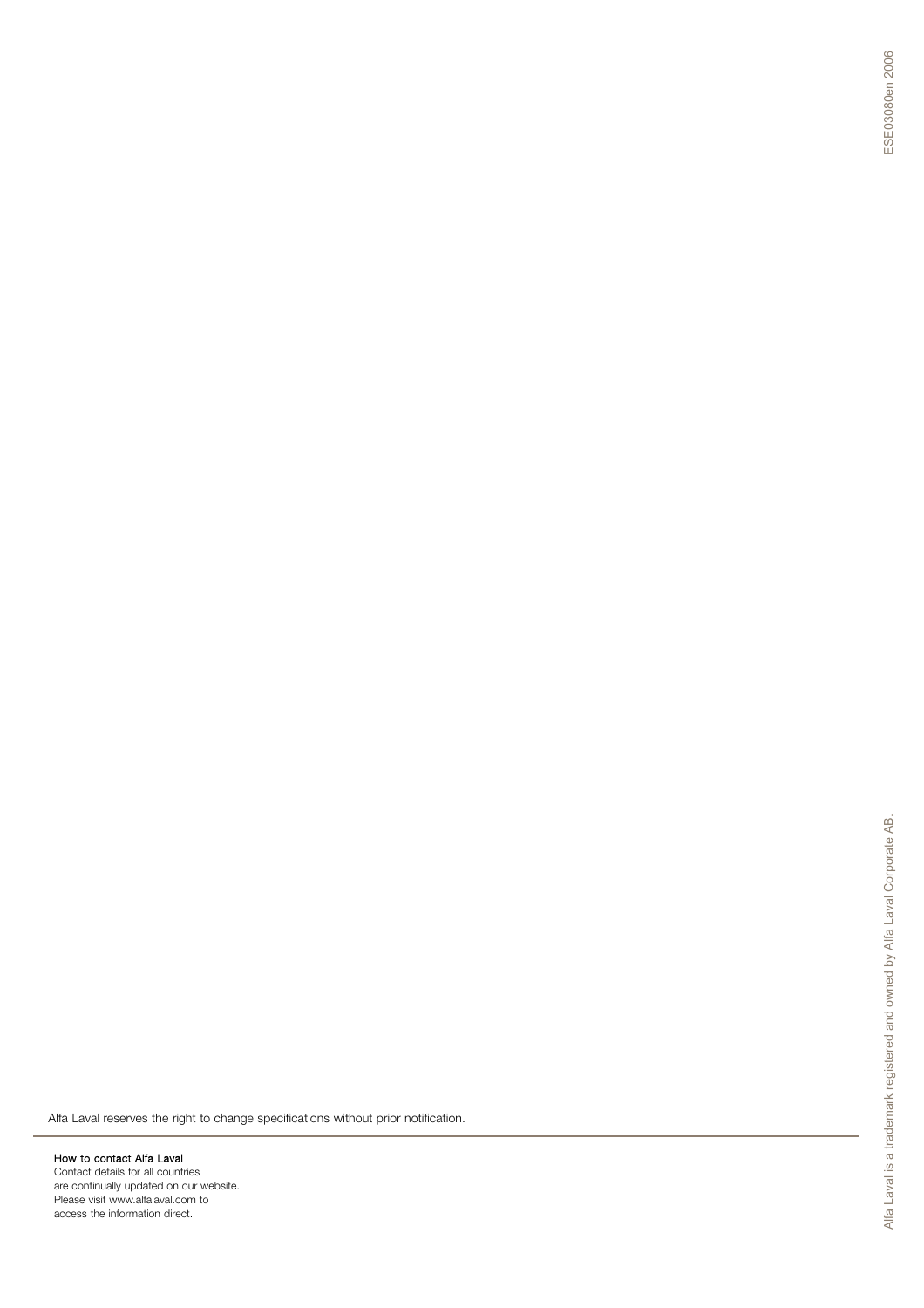Alfa Laval reserves the right to change specifications without prior notification.

**How to contact Alfa Laval**
Contact details for all countries
are continually updated on our website.
Please visit www.alfalaval.com to
access the information direct.

ESE03080en 2006

Alfa Laval is a trademark registered and owned by Alfa Laval Corporate AB.